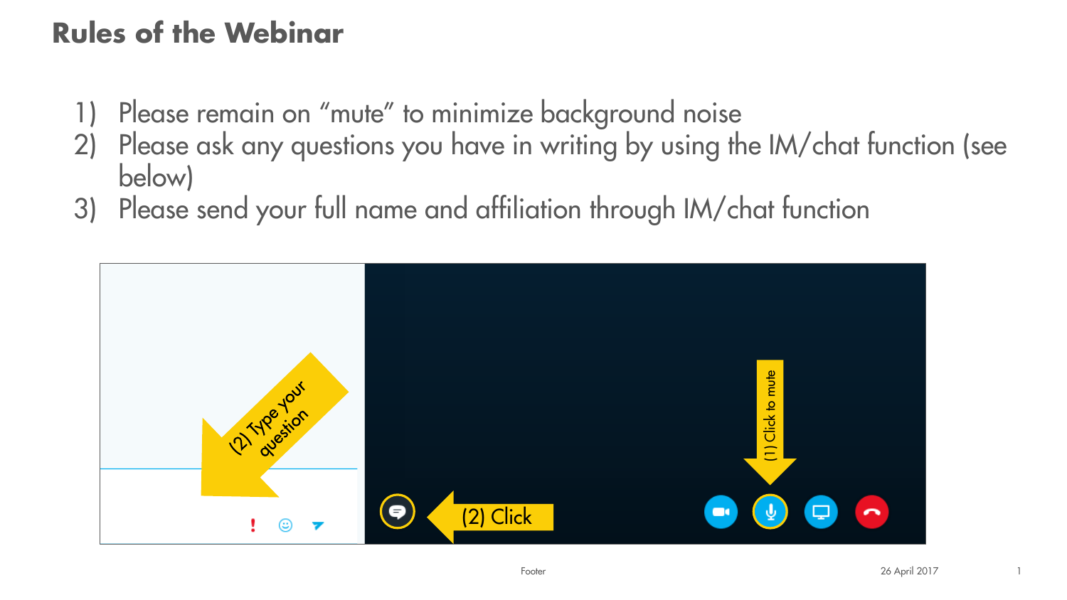# Rules of the Webinar

1) Please remain on "mute" to minimize background noise
2) Please ask any questions you have in writing by using the IM/chat function (see below)
3) Please send your full name and affiliation through IM/chat function

(2) Type your question

(2) Click

(1) Click to mute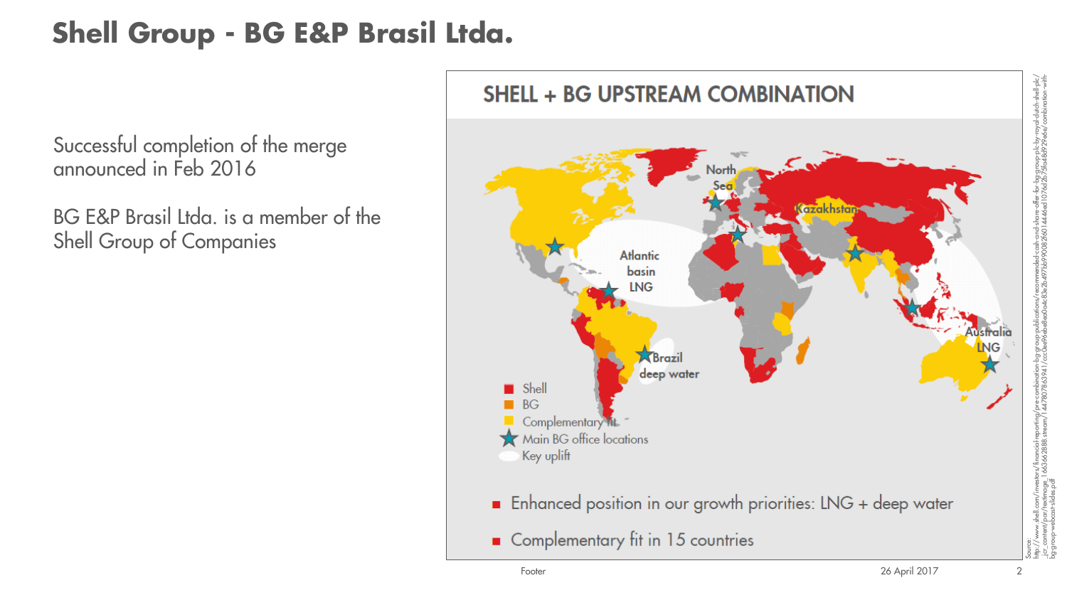# Shell Group - BG E&P Brasil Ltda.

Successful completion of the merge announced in Feb 2016

BG E&P Brasil Ltda. is a member of the Shell Group of Companies

## SHELL + BG UPSTREAM COMBINATION

North Sea

Kazakhstan

Atlantic basin LNG

Brazil deep water

Australia LNG

- Shell
- BG
- Complementary fit
- Main BG office locations
- Key uplift

- Enhanced position in our growth priorities: LNG + deep water
- Complementary fit in 15 countries

Source: http://www.shell.com/investors/financial-reporting/pre-combination-bg-group-publications/recommended-cash-and-share-offer-for-bg-group-plc-by-royal-dutch-shell-plc/_jcr_content/par/textimage_1663622888.stream/1447807865941/cc0ee96ebe8ea0a4c83e2b497b6990082560144a6ed107a82b7b5fad8929e6d/combination-with-bg-group-webcast-slides.pdf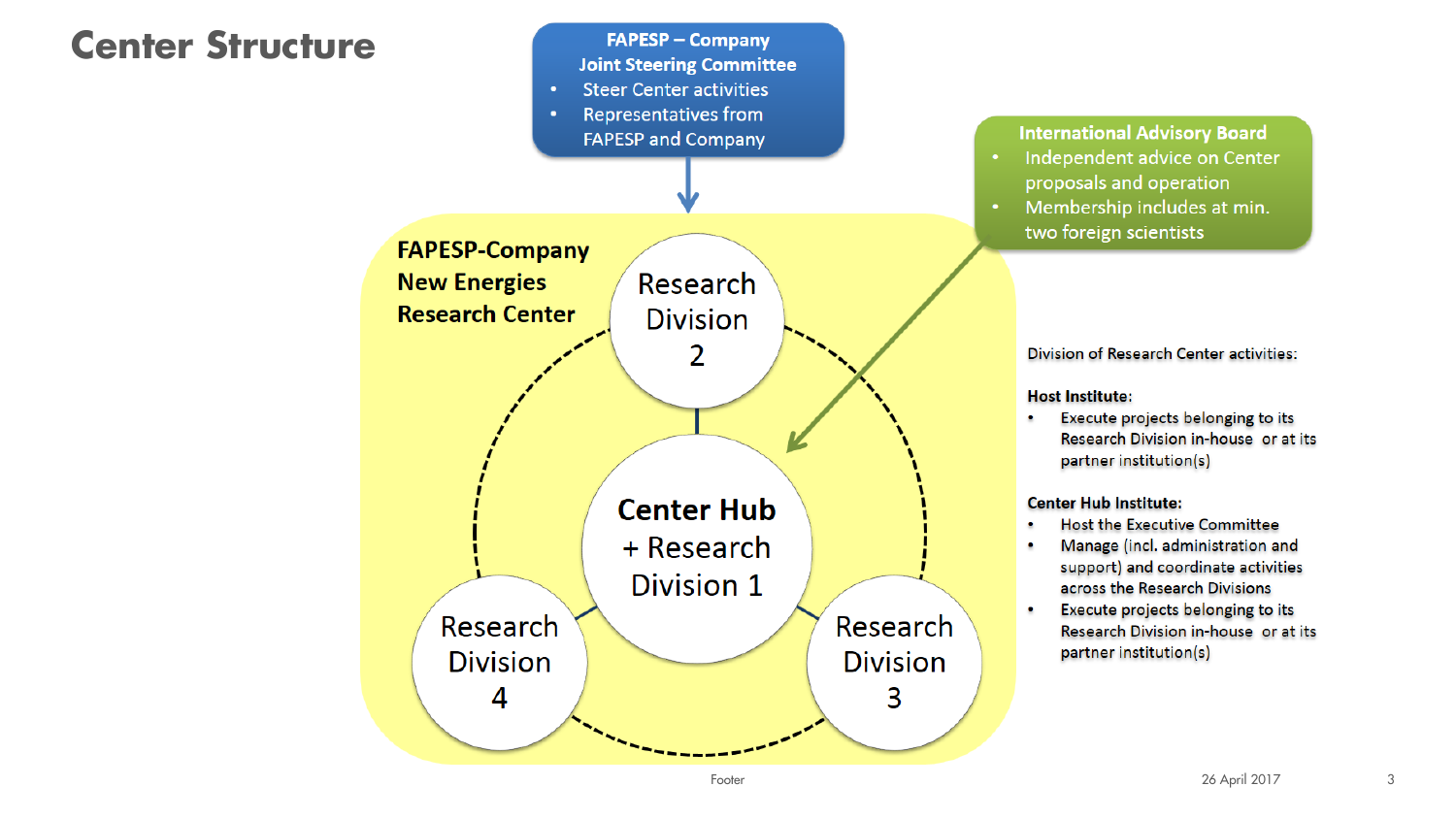# Center Structure

**FAPESP – Company Joint Steering Committee**

- Steer Center activities
- Representatives from FAPESP and Company

**International Advisory Board**

- Independent advice on Center proposals and operation
- Membership includes at min. two foreign scientists

**FAPESP-Company New Energies Research Center**

- Research Division 2
- Center Hub + Research Division 1
- Research Division 3
- Research Division 4

Division of Research Center activities:

**Host Institute:**

- Execute projects belonging to its Research Division in-house or at its partner institution(s)

**Center Hub Institute:**

- Host the Executive Committee
- Manage (incl. administration and support) and coordinate activities across the Research Divisions
- Execute projects belonging to its Research Division in-house or at its partner institution(s)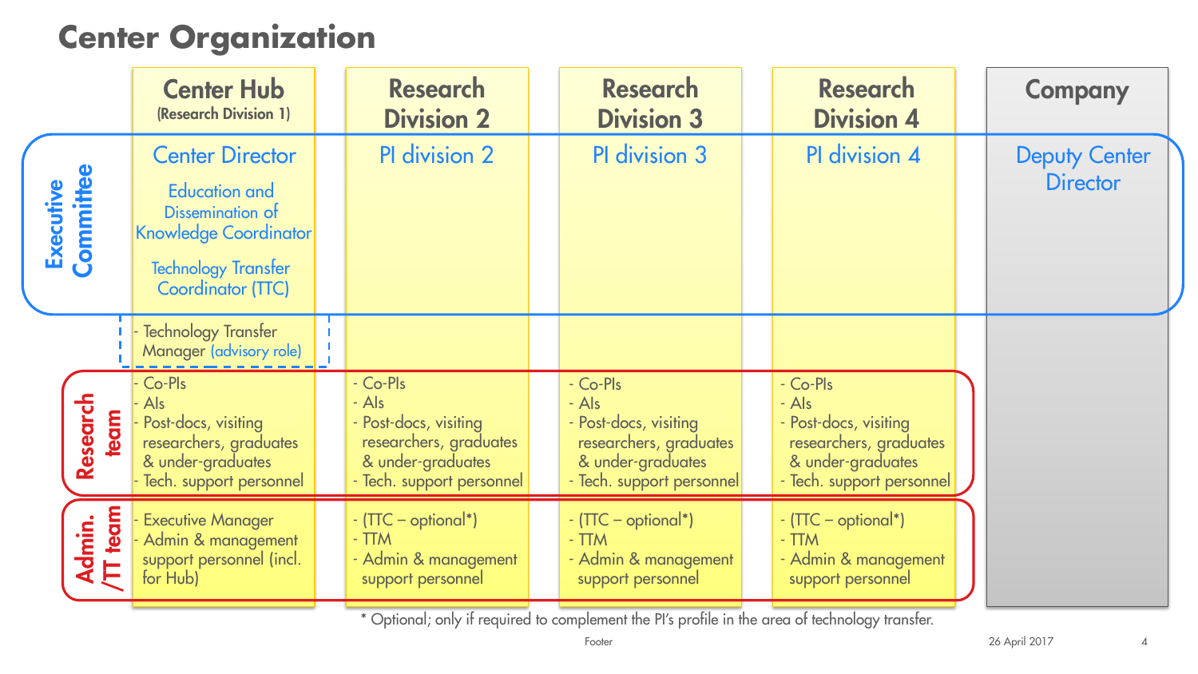# Center Organization

| | Center Hub (Research Division 1) | Research Division 2 | Research Division 3 | Research Division 4 | Company |
|---|---|---|---|---|---|
| **Executive Committee** | Center Director<br>Education and Dissemination of Knowledge Coordinator<br>Technology Transfer Coordinator (TTC) | PI division 2 | PI division 3 | PI division 4 | Deputy Center Director |
| | - Technology Transfer Manager (advisory role) | | | | |
| **Research team** | - Co-PIs<br>- AIs<br>- Post-docs, visiting researchers, graduates & under-graduates<br>- Tech. support personnel | - Co-PIs<br>- AIs<br>- Post-docs, visiting researchers, graduates & under-graduates<br>- Tech. support personnel | - Co-PIs<br>- AIs<br>- Post-docs, visiting researchers, graduates & under-graduates<br>- Tech. support personnel | - Co-PIs<br>- AIs<br>- Post-docs, visiting researchers, graduates & under-graduates<br>- Tech. support personnel | |
| **Admin. /TT team** | - Executive Manager<br>- Admin & management support personnel (incl. for Hub) | - (TTC – optional*)<br>- TTM<br>- Admin & management support personnel | - (TTC – optional*)<br>- TTM<br>- Admin & management support personnel | - (TTC – optional*)<br>- TTM<br>- Admin & management support personnel | |

* Optional; only if required to complement the PI's profile in the area of technology transfer.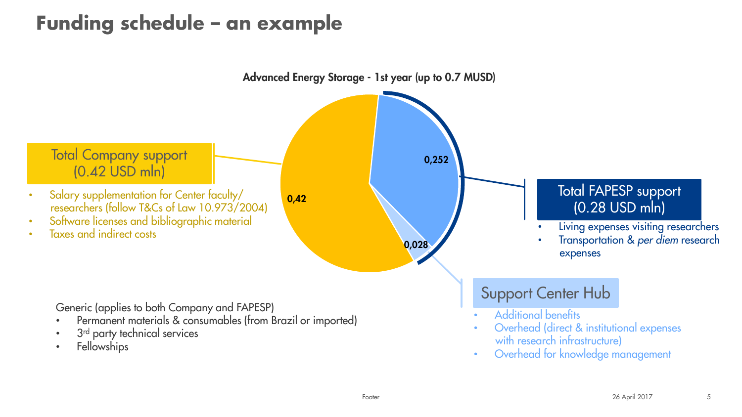# Funding schedule – an example

**Advanced Energy Storage - 1st year (up to 0.7 MUSD)**

0,42

0,252

0,028

Total Company support (0.42 USD mln)

- Salary supplementation for Center faculty/ researchers (follow T&Cs of Law 10.973/2004)
- Software licenses and bibliographic material
- Taxes and indirect costs

Total FAPESP support (0.28 USD mln)

- Living expenses visiting researchers
- Transportation & *per diem* research expenses

Support Center Hub

- Additional benefits
- Overhead (direct & institutional expenses with research infrastructure)
- Overhead for knowledge management

Generic (applies to both Company and FAPESP)

- Permanent materials & consumables (from Brazil or imported)
- 3rd party technical services
- Fellowships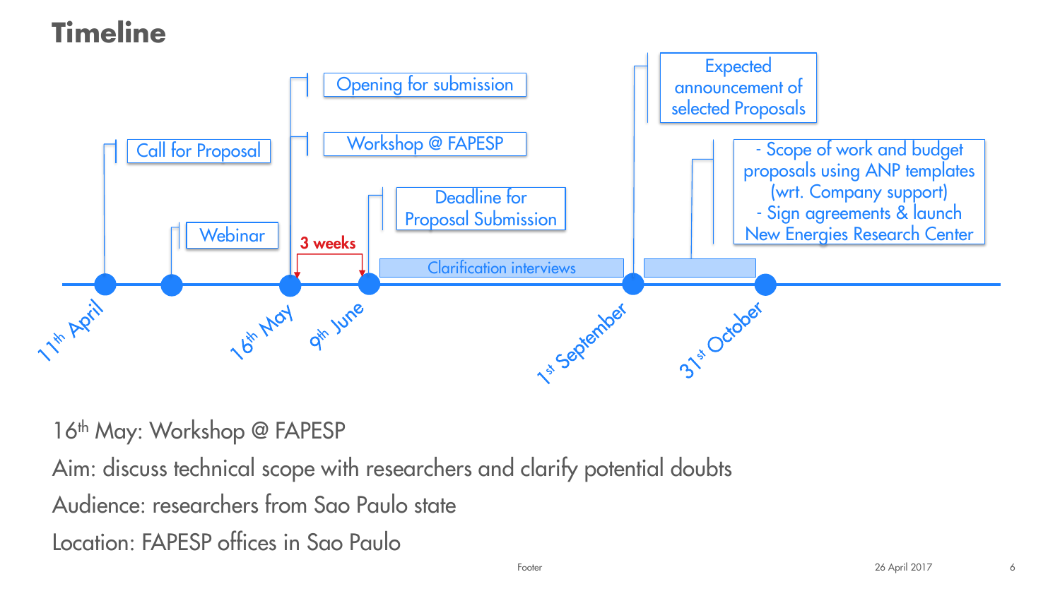# Timeline

- 11th April
  - Call for Proposal
  - Webinar
- 16th May
  - Opening for submission
  - Workshop @ FAPESP
- 3 weeks
- 9th June
  - Deadline for Proposal Submission
- Clarification interviews
- 1st September
  - Expected announcement of selected Proposals
- 31st October
  - Scope of work and budget proposals using ANP templates (wrt. Company support)
  - Sign agreements & launch New Energies Research Center

16th May: Workshop @ FAPESP

Aim: discuss technical scope with researchers and clarify potential doubts

Audience: researchers from Sao Paulo state

Location: FAPESP offices in Sao Paulo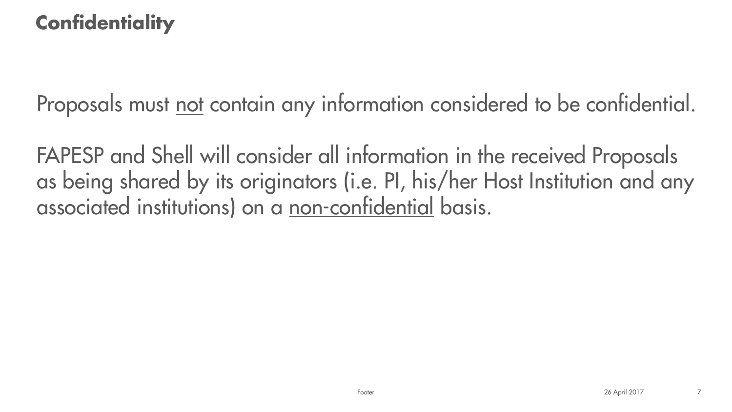# Confidentiality

Proposals must <u>not</u> contain any information considered to be confidential.

FAPESP and Shell will consider all information in the received Proposals as being shared by its originators (i.e. PI, his/her Host Institution and any associated institutions) on a <u>non-confidential</u> basis.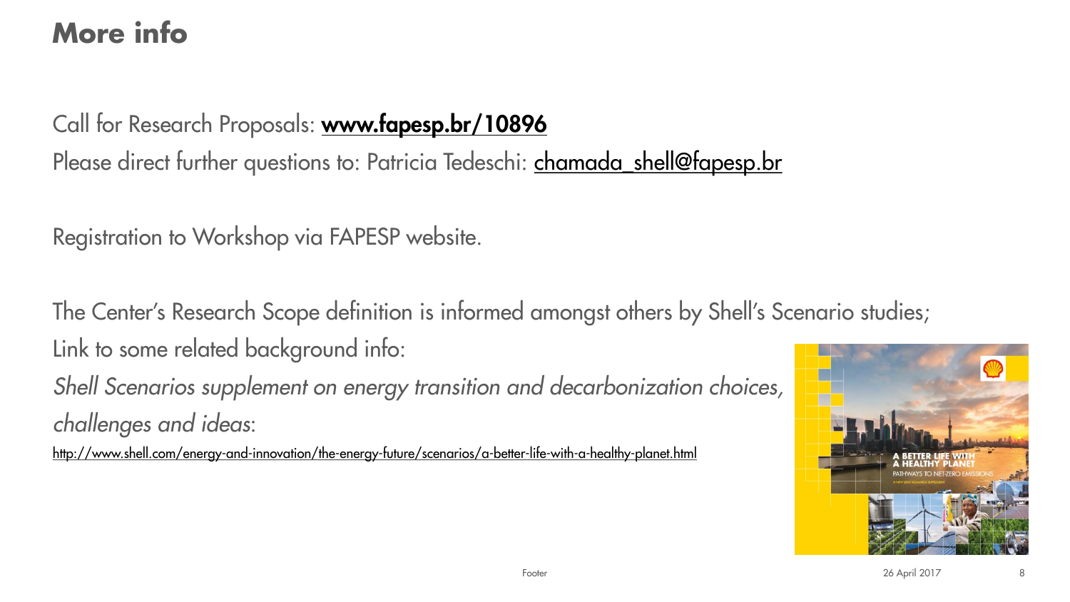# More info

Call for Research Proposals: **[www.fapesp.br/10896](http://www.fapesp.br/10896)**

Please direct further questions to: Patricia Tedeschi: [chamada_shell@fapesp.br](mailto:chamada_shell@fapesp.br)

Registration to Workshop via FAPESP website.

The Center's Research Scope definition is informed amongst others by Shell's Scenario studies;

Link to some related background info:

*Shell Scenarios supplement on energy transition and decarbonization choices, challenges and ideas*:

http://www.shell.com/energy-and-innovation/the-energy-future/scenarios/a-better-life-with-a-healthy-planet.html